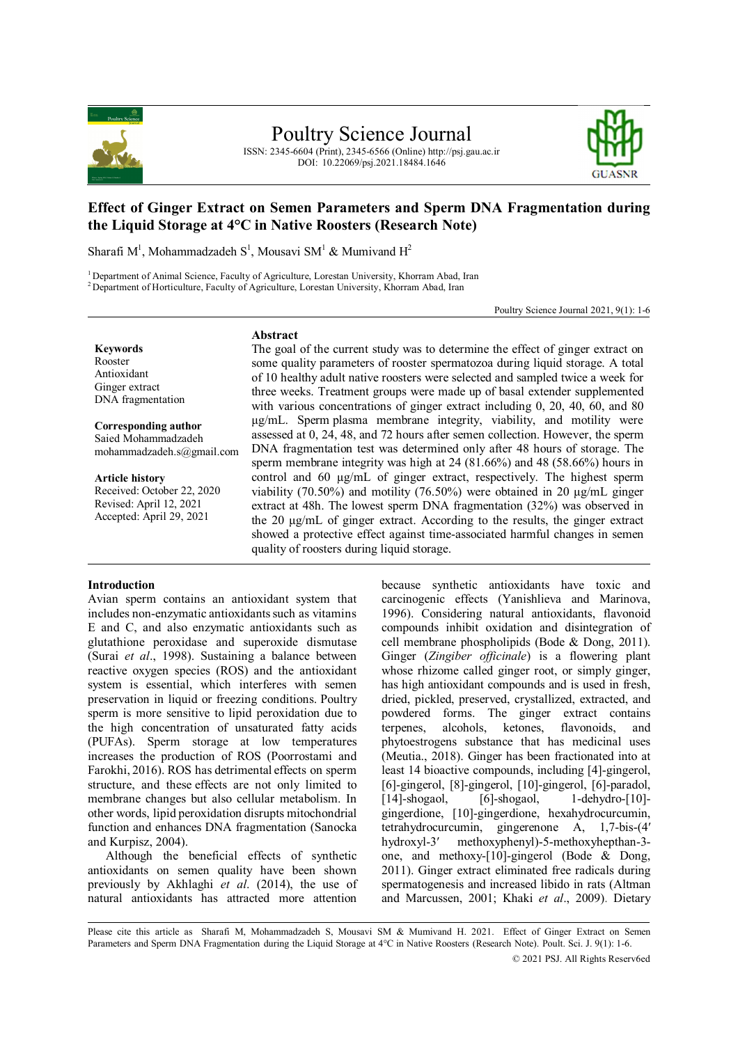# Effect of Ginger Extract on Semen Parameters and Sperm DNA Fragmentation during the Liquid Storage at 4°C in Native Roosters (Research Note)

Sharafi M[1], Mohammadzadeh S[1], Mousavi SM[1] & Mumivand H[2]

[1] Department of Animal Science, Faculty of Agriculture, Lorestan University, Khorram Abad, Iran
[2] Department of Horticulture, Faculty of Agriculture, Lorestan University, Khorram Abad, Iran

**Keywords**
Rooster
Antioxidant
Ginger extract
DNA fragmentation

**Corresponding author**
Saied Mohammadzadeh
mohammadzadeh.s@gmail.com

**Article history**
Received: October 22, 2020
Revised: April 12, 2021
Accepted: April 29, 2021

## Abstract

The goal of the current study was to determine the effect of ginger extract on some quality parameters of rooster spermatozoa during liquid storage. A total of 10 healthy adult native roosters were selected and sampled twice a week for three weeks. Treatment groups were made up of basal extender supplemented with various concentrations of ginger extract including 0, 20, 40, 60, and 80 µg/mL. Sperm plasma membrane integrity, viability, and motility were assessed at 0, 24, 48, and 72 hours after semen collection. However, the sperm DNA fragmentation test was determined only after 48 hours of storage. The sperm membrane integrity was high at 24 (81.66%) and 48 (58.66%) hours in control and 60 µg/mL of ginger extract, respectively. The highest sperm viability (70.50%) and motility (76.50%) were obtained in 20 µg/mL ginger extract at 48h. The lowest sperm DNA fragmentation (32%) was observed in the 20 µg/mL of ginger extract. According to the results, the ginger extract showed a protective effect against time-associated harmful changes in semen quality of roosters during liquid storage.

## Introduction

Avian sperm contains an antioxidant system that includes non-enzymatic antioxidants such as vitamins E and C, and also enzymatic antioxidants such as glutathione peroxidase and superoxide dismutase (Surai *et al*., 1998). Sustaining a balance between reactive oxygen species (ROS) and the antioxidant system is essential, which interferes with semen preservation in liquid or freezing conditions. Poultry sperm is more sensitive to lipid peroxidation due to the high concentration of unsaturated fatty acids (PUFAs). Sperm storage at low temperatures increases the production of ROS (Poorrostami and Farokhi, 2016). ROS has detrimental effects on sperm structure, and these effects are not only limited to membrane changes but also cellular metabolism. In other words, lipid peroxidation disrupts mitochondrial function and enhances DNA fragmentation (Sanocka and Kurpisz, 2004).

Although the beneficial effects of synthetic antioxidants on semen quality have been shown previously by Akhlaghi *et al*. (2014), the use of natural antioxidants has attracted more attention because synthetic antioxidants have toxic and carcinogenic effects (Yanishlieva and Marinova, 1996). Considering natural antioxidants, flavonoid compounds inhibit oxidation and disintegration of cell membrane phospholipids (Bode & Dong, 2011). Ginger (*Zingiber officinale*) is a flowering plant whose rhizome called ginger root, or simply ginger, has high antioxidant compounds and is used in fresh, dried, pickled, preserved, crystallized, extracted, and powdered forms. The ginger extract contains terpenes, alcohols, ketones, flavonoids, and phytoestrogens substance that has medicinal uses (Meutia., 2018). Ginger has been fractionated into at least 14 bioactive compounds, including [4]-gingerol, [6]-gingerol, [8]-gingerol, [10]-gingerol, [6]-paradol, [14]-shogaol, [6]-shogaol, 1-dehydro-[10]-gingerdione, [10]-gingerdione, hexahydrocurcumin, tetrahydrocurcumin, gingerenone A, 1,7-bis-(4′ hydroxyl-3′ methoxyphenyl)-5-methoxyhepthan-3-one, and methoxy-[10]-gingerol (Bode & Dong, 2011). Ginger extract eliminated free radicals during spermatogenesis and increased libido in rats (Altman and Marcussen, 2001; Khaki *et al*., 2009). Dietary

Please cite this article as Sharafi M, Mohammadzadeh S, Mousavi SM & Mumivand H. 2021. Effect of Ginger Extract on Semen Parameters and Sperm DNA Fragmentation during the Liquid Storage at 4°C in Native Roosters (Research Note). Poult. Sci. J. 9(1): 1-6.

© 2021 PSJ. All Rights Reserv6ed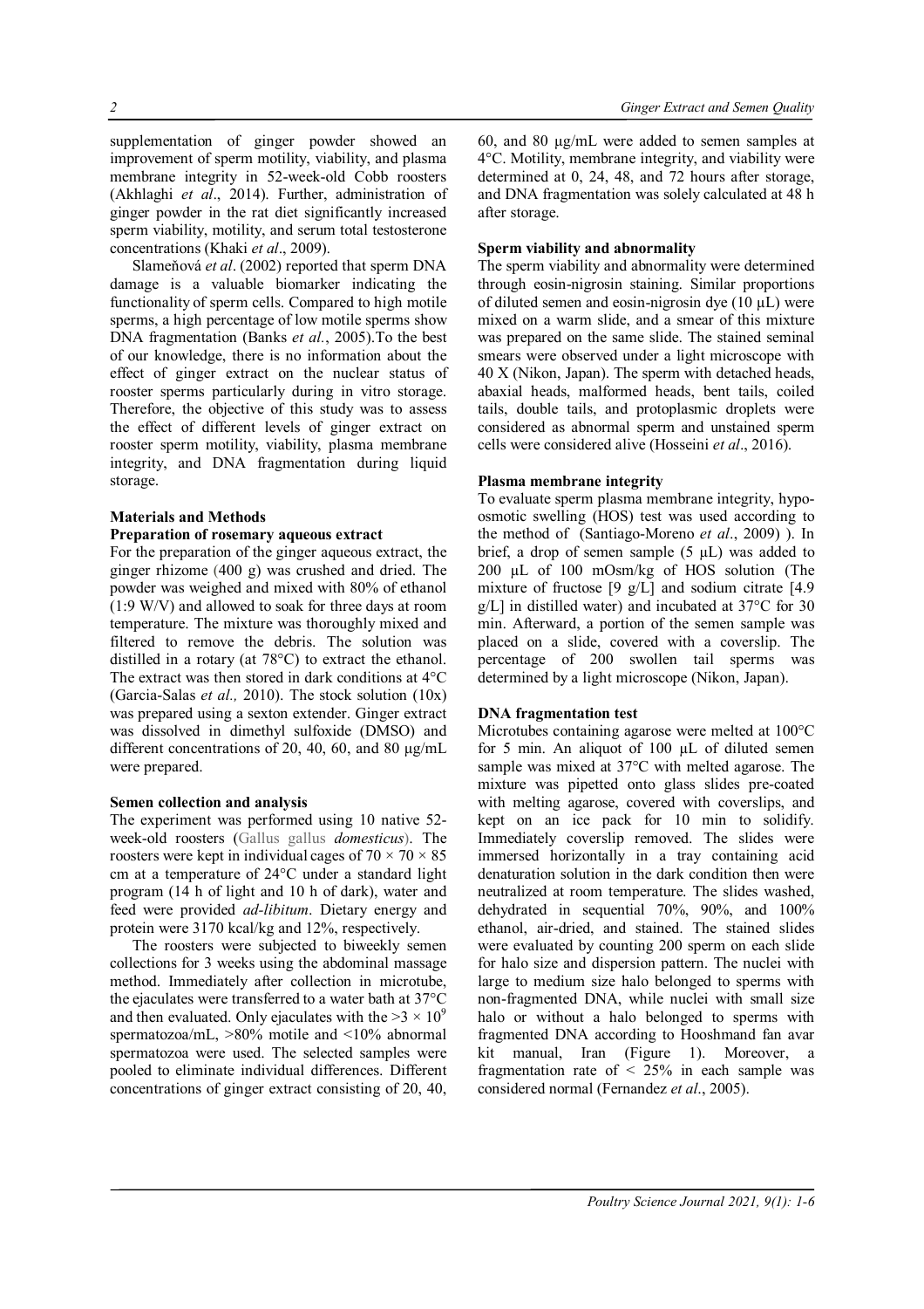supplementation of ginger powder showed an improvement of sperm motility, viability, and plasma membrane integrity in 52-week-old Cobb roosters (Akhlaghi *et al*., 2014). Further, administration of ginger powder in the rat diet significantly increased sperm viability, motility, and serum total testosterone concentrations (Khaki *et al*., 2009).

Slameňová *et al*. (2002) reported that sperm DNA damage is a valuable biomarker indicating the functionality of sperm cells. Compared to high motile sperms, a high percentage of low motile sperms show DNA fragmentation (Banks *et al.*, 2005).To the best of our knowledge, there is no information about the effect of ginger extract on the nuclear status of rooster sperms particularly during in vitro storage. Therefore, the objective of this study was to assess the effect of different levels of ginger extract on rooster sperm motility, viability, plasma membrane integrity, and DNA fragmentation during liquid storage.

## Materials and Methods

### Preparation of rosemary aqueous extract

For the preparation of the ginger aqueous extract, the ginger rhizome (400 g) was crushed and dried. The powder was weighed and mixed with 80% of ethanol (1:9 W/V) and allowed to soak for three days at room temperature. The mixture was thoroughly mixed and filtered to remove the debris. The solution was distilled in a rotary (at 78°C) to extract the ethanol. The extract was then stored in dark conditions at 4°C (Garcia-Salas *et al.,* 2010). The stock solution (10x) was prepared using a sexton extender. Ginger extract was dissolved in dimethyl sulfoxide (DMSO) and different concentrations of 20, 40, 60, and 80 µg/mL were prepared.

### Semen collection and analysis

The experiment was performed using 10 native 52-week-old roosters (Gallus gallus *domesticus*). The roosters were kept in individual cages of 70 × 70 × 85 cm at a temperature of 24°C under a standard light program (14 h of light and 10 h of dark), water and feed were provided *ad-libitum*. Dietary energy and protein were 3170 kcal/kg and 12%, respectively.

The roosters were subjected to biweekly semen collections for 3 weeks using the abdominal massage method. Immediately after collection in microtube, the ejaculates were transferred to a water bath at 37°C and then evaluated. Only ejaculates with the $>3 \times 10^9$ spermatozoa/mL, >80% motile and <10% abnormal spermatozoa were used. The selected samples were pooled to eliminate individual differences. Different concentrations of ginger extract consisting of 20, 40, 60, and 80 µg/mL were added to semen samples at 4°C. Motility, membrane integrity, and viability were determined at 0, 24, 48, and 72 hours after storage, and DNA fragmentation was solely calculated at 48 h after storage.

### Sperm viability and abnormality

The sperm viability and abnormality were determined through eosin-nigrosin staining. Similar proportions of diluted semen and eosin-nigrosin dye (10 µL) were mixed on a warm slide, and a smear of this mixture was prepared on the same slide. The stained seminal smears were observed under a light microscope with 40 X (Nikon, Japan). The sperm with detached heads, abaxial heads, malformed heads, bent tails, coiled tails, double tails, and protoplasmic droplets were considered as abnormal sperm and unstained sperm cells were considered alive (Hosseini *et al*., 2016).

### Plasma membrane integrity

To evaluate sperm plasma membrane integrity, hypo-osmotic swelling (HOS) test was used according to the method of (Santiago-Moreno *et al*., 2009) ). In brief, a drop of semen sample (5 µL) was added to 200 µL of 100 mOsm/kg of HOS solution (The mixture of fructose [9 g/L] and sodium citrate [4.9 g/L] in distilled water) and incubated at 37°C for 30 min. Afterward, a portion of the semen sample was placed on a slide, covered with a coverslip. The percentage of 200 swollen tail sperms was determined by a light microscope (Nikon, Japan).

### DNA fragmentation test

Microtubes containing agarose were melted at 100°C for 5 min. An aliquot of 100 µL of diluted semen sample was mixed at 37°C with melted agarose. The mixture was pipetted onto glass slides pre-coated with melting agarose, covered with coverslips, and kept on an ice pack for 10 min to solidify. Immediately coverslip removed. The slides were immersed horizontally in a tray containing acid denaturation solution in the dark condition then were neutralized at room temperature. The slides washed, dehydrated in sequential 70%, 90%, and 100% ethanol, air-dried, and stained. The stained slides were evaluated by counting 200 sperm on each slide for halo size and dispersion pattern. The nuclei with large to medium size halo belonged to sperms with non-fragmented DNA, while nuclei with small size halo or without a halo belonged to sperms with fragmented DNA according to Hooshmand fan avar kit manual, Iran (Figure 1). Moreover, a fragmentation rate of < 25% in each sample was considered normal (Fernandez *et al*., 2005).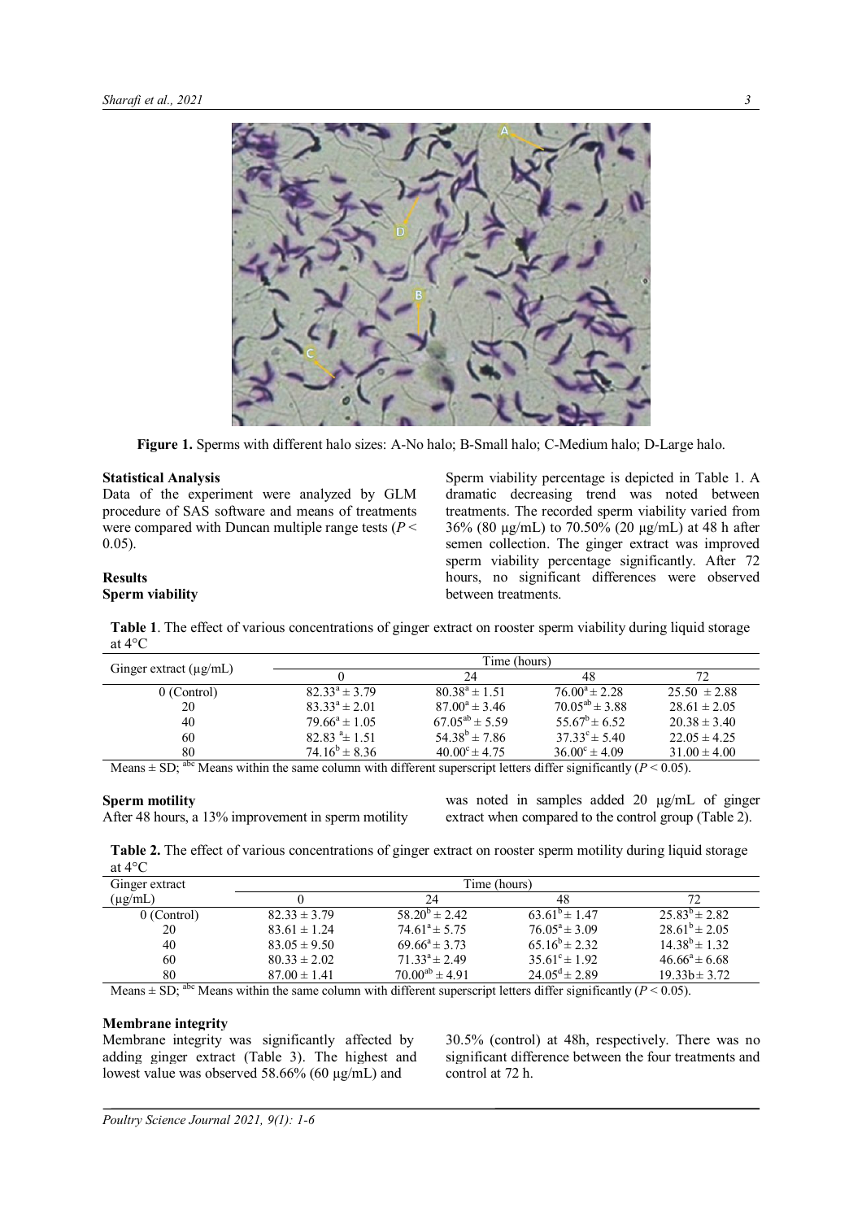**Figure 1.** Sperms with different halo sizes: A-No halo; B-Small halo; C-Medium halo; D-Large halo.

**Statistical Analysis**

Data of the experiment were analyzed by GLM procedure of SAS software and means of treatments were compared with Duncan multiple range tests ($P < 0.05$).

**Results**

**Sperm viability**

Sperm viability percentage is depicted in Table 1. A dramatic decreasing trend was noted between treatments. The recorded sperm viability varied from 36% (80 µg/mL) to 70.50% (20 µg/mL) at 48 h after semen collection. The ginger extract was improved sperm viability percentage significantly. After 72 hours, no significant differences were observed between treatments.

**Table 1**. The effect of various concentrations of ginger extract on rooster sperm viability during liquid storage at 4°C

| Ginger extract (µg/mL) | Time (hours) | | | |
|---|---|---|---|---|
| | 0 | 24 | 48 | 72 |
| 0 (Control) | $82.33^{a} \pm 3.79$ | $80.38^{a} \pm 1.51$ | $76.00^{a} \pm 2.28$ | $25.50 \pm 2.88$ |
| 20 | $83.33^{a} \pm 2.01$ | $87.00^{a} \pm 3.46$ | $70.05^{ab} \pm 3.88$ | $28.61 \pm 2.05$ |
| 40 | $79.66^{a} \pm 1.05$ | $67.05^{ab} \pm 5.59$ | $55.67^{b} \pm 6.52$ | $20.38 \pm 3.40$ |
| 60 | $82.83^{a} \pm 1.51$ | $54.38^{b} \pm 7.86$ | $37.33^{c} \pm 5.40$ | $22.05 \pm 4.25$ |
| 80 | $74.16^{b} \pm 8.36$ | $40.00^{c} \pm 4.75$ | $36.00^{c} \pm 4.09$ | $31.00 \pm 4.00$ |

Means ± SD; [abc] Means within the same column with different superscript letters differ significantly ($P < 0.05$).

**Sperm motility**

After 48 hours, a 13% improvement in sperm motility was noted in samples added 20 µg/mL of ginger extract when compared to the control group (Table 2).

**Table 2.** The effect of various concentrations of ginger extract on rooster sperm motility during liquid storage at 4°C

| Ginger extract (µg/mL) | Time (hours) | | | |
|---|---|---|---|---|
| | 0 | 24 | 48 | 72 |
| 0 (Control) | $82.33 \pm 3.79$ | $58.20^{b} \pm 2.42$ | $63.61^{b} \pm 1.47$ | $25.83^{b} \pm 2.82$ |
| 20 | $83.61 \pm 1.24$ | $74.61^{a} \pm 5.75$ | $76.05^{a} \pm 3.09$ | $28.61^{b} \pm 2.05$ |
| 40 | $83.05 \pm 9.50$ | $69.66^{a} \pm 3.73$ | $65.16^{b} \pm 2.32$ | $14.38^{b} \pm 1.32$ |
| 60 | $80.33 \pm 2.02$ | $71.33^{a} \pm 2.49$ | $35.61^{c} \pm 1.92$ | $46.66^{a} \pm 6.68$ |
| 80 | $87.00 \pm 1.41$ | $70.00^{ab} \pm 4.91$ | $24.05^{d} \pm 2.89$ | $19.33b \pm 3.72$ |

Means ± SD; [abc] Means within the same column with different superscript letters differ significantly ($P < 0.05$).

**Membrane integrity**

Membrane integrity was significantly affected by adding ginger extract (Table 3). The highest and lowest value was observed 58.66% (60 µg/mL) and 30.5% (control) at 48h, respectively. There was no significant difference between the four treatments and control at 72 h.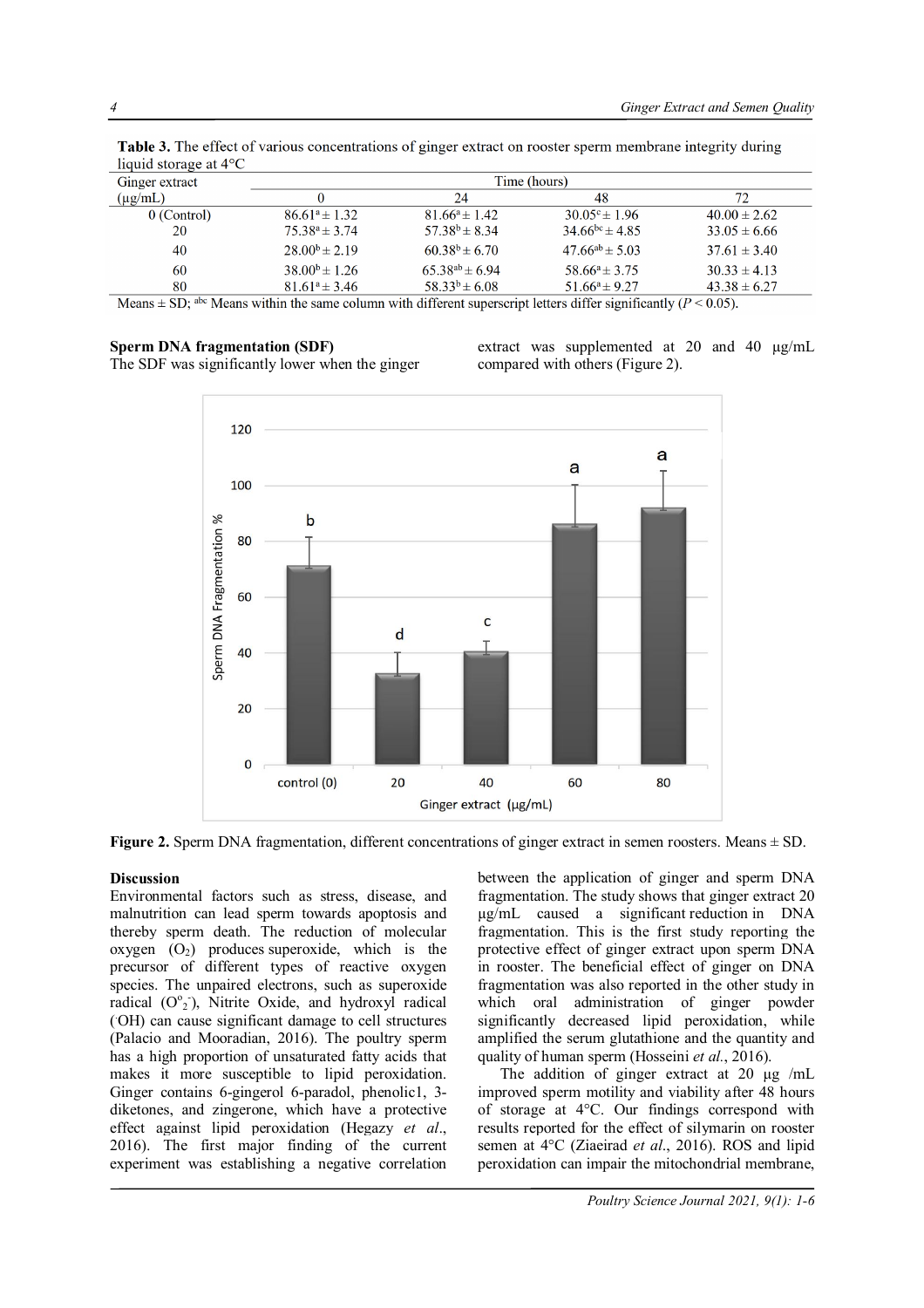**Table 3.** The effect of various concentrations of ginger extract on rooster sperm membrane integrity during liquid storage at 4°C

| Ginger extract (µg/mL) | Time (hours) | | | |
|---|---|---|---|---|
| | 0 | 24 | 48 | 72 |
| 0 (Control) | $86.61^{a} \pm 1.32$ | $81.66^{a} \pm 1.42$ | $30.05^{c} \pm 1.96$ | $40.00 \pm 2.62$ |
| 20 | $75.38^{a} \pm 3.74$ | $57.38^{b} \pm 8.34$ | $34.66^{bc} \pm 4.85$ | $33.05 \pm 6.66$ |
| 40 | $28.00^{b} \pm 2.19$ | $60.38^{b} \pm 6.70$ | $47.66^{ab} \pm 5.03$ | $37.61 \pm 3.40$ |
| 60 | $38.00^{b} \pm 1.26$ | $65.38^{ab} \pm 6.94$ | $58.66^{a} \pm 3.75$ | $30.33 \pm 4.13$ |
| 80 | $81.61^{a} \pm 3.46$ | $58.33^{b} \pm 6.08$ | $51.66^{a} \pm 9.27$ | $43.38 \pm 6.27$ |

Means ± SD; [abc] Means within the same column with different superscript letters differ significantly ($P < 0.05$).

**Sperm DNA fragmentation (SDF)**

The SDF was significantly lower when the ginger extract was supplemented at 20 and 40 µg/mL compared with others (Figure 2).

**Figure 2.** Sperm DNA fragmentation, different concentrations of ginger extract in semen roosters. Means ± SD.

**Discussion**

Environmental factors such as stress, disease, and malnutrition can lead sperm towards apoptosis and thereby sperm death. The reduction of molecular oxygen ($O_2$) produces superoxide, which is the precursor of different types of reactive oxygen species. The unpaired electrons, such as superoxide radical ($O^{o}_{2}{}^{-}$), Nitrite Oxide, and hydroxyl radical ($^{.}OH$) can cause significant damage to cell structures (Palacio and Mooradian, 2016). The poultry sperm has a high proportion of unsaturated fatty acids that makes it more susceptible to lipid peroxidation. Ginger contains 6-gingerol 6-paradol, phenolic1, 3-diketones, and zingerone, which have a protective effect against lipid peroxidation (Hegazy *et al*., 2016). The first major finding of the current experiment was establishing a negative correlation between the application of ginger and sperm DNA fragmentation. The study shows that ginger extract 20 µg/mL caused a significant reduction in DNA fragmentation. This is the first study reporting the protective effect of ginger extract upon sperm DNA in rooster. The beneficial effect of ginger on DNA fragmentation was also reported in the other study in which oral administration of ginger powder significantly decreased lipid peroxidation, while amplified the serum glutathione and the quantity and quality of human sperm (Hosseini *et al*., 2016).

The addition of ginger extract at 20 µg /mL improved sperm motility and viability after 48 hours of storage at 4°C. Our findings correspond with results reported for the effect of silymarin on rooster semen at 4°C (Ziaeirad *et al*., 2016). ROS and lipid peroxidation can impair the mitochondrial membrane,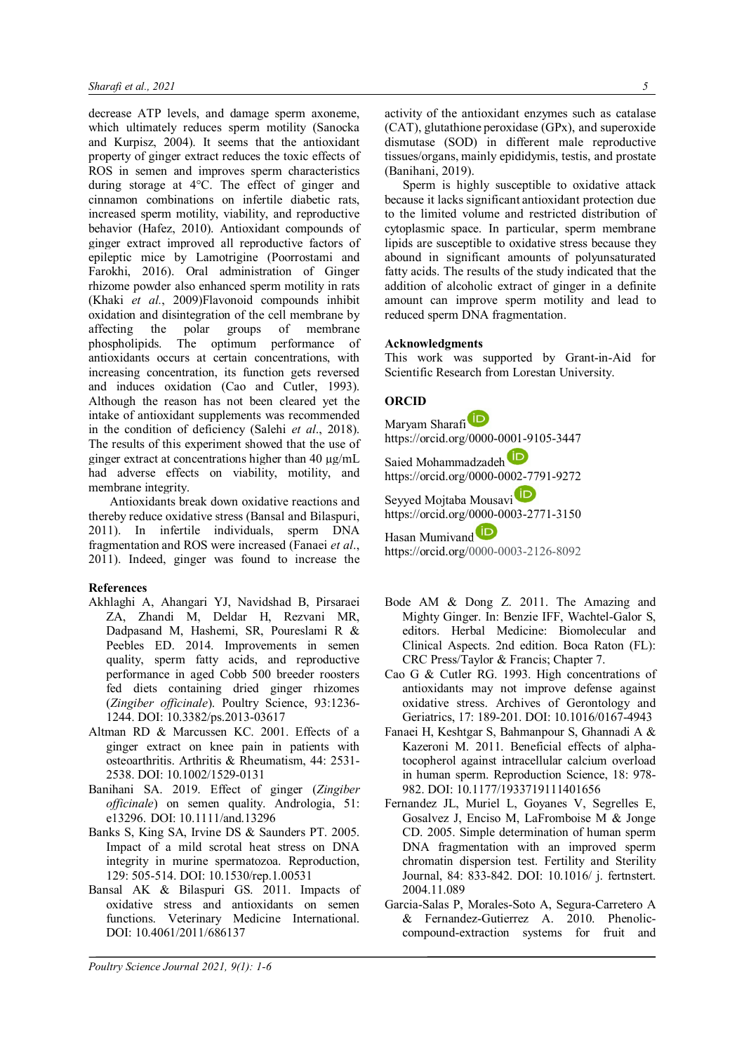decrease ATP levels, and damage sperm axoneme, which ultimately reduces sperm motility (Sanocka and Kurpisz, 2004). It seems that the antioxidant property of ginger extract reduces the toxic effects of ROS in semen and improves sperm characteristics during storage at 4°C. The effect of ginger and cinnamon combinations on infertile diabetic rats, increased sperm motility, viability, and reproductive behavior (Hafez, 2010). Antioxidant compounds of ginger extract improved all reproductive factors of epileptic mice by Lamotrigine (Poorrostami and Farokhi, 2016). Oral administration of Ginger rhizome powder also enhanced sperm motility in rats (Khaki *et al*., 2009)Flavonoid compounds inhibit oxidation and disintegration of the cell membrane by affecting the polar groups of membrane phospholipids. The optimum performance of antioxidants occurs at certain concentrations, with increasing concentration, its function gets reversed and induces oxidation (Cao and Cutler, 1993). Although the reason has not been cleared yet the intake of antioxidant supplements was recommended in the condition of deficiency (Salehi *et al*., 2018). The results of this experiment showed that the use of ginger extract at concentrations higher than 40 µg/mL had adverse effects on viability, motility, and membrane integrity.

Antioxidants break down oxidative reactions and thereby reduce oxidative stress (Bansal and Bilaspuri, 2011). In infertile individuals, sperm DNA fragmentation and ROS were increased (Fanaei *et al*., 2011). Indeed, ginger was found to increase the activity of the antioxidant enzymes such as catalase (CAT), glutathione peroxidase (GPx), and superoxide dismutase (SOD) in different male reproductive tissues/organs, mainly epididymis, testis, and prostate (Banihani, 2019).

Sperm is highly susceptible to oxidative attack because it lacks significant antioxidant protection due to the limited volume and restricted distribution of cytoplasmic space. In particular, sperm membrane lipids are susceptible to oxidative stress because they abound in significant amounts of polyunsaturated fatty acids. The results of the study indicated that the addition of alcoholic extract of ginger in a definite amount can improve sperm motility and lead to reduced sperm DNA fragmentation.

## Acknowledgments

This work was supported by Grant-in-Aid for Scientific Research from Lorestan University.

## ORCID

Maryam Sharafi https://orcid.org/0000-0001-9105-3447

Saied Mohammadzadeh https://orcid.org/0000-0002-7791-9272

Seyyed Mojtaba Mousavi https://orcid.org/0000-0003-2771-3150

Hasan Mumivand https://orcid.org/0000-0003-2126-8092

## References

- Akhlaghi A, Ahangari YJ, Navidshad B, Pirsaraei ZA, Zhandi M, Deldar H, Rezvani MR, Dadpasand M, Hashemi, SR, Poureslami R & Peebles ED. 2014. Improvements in semen quality, sperm fatty acids, and reproductive performance in aged Cobb 500 breeder roosters fed diets containing dried ginger rhizomes (*Zingiber officinale*). Poultry Science, 93:1236-1244. DOI: 10.3382/ps.2013-03617
- Altman RD & Marcussen KC. 2001. Effects of a ginger extract on knee pain in patients with osteoarthritis. Arthritis & Rheumatism, 44: 2531-2538. DOI: 10.1002/1529-0131
- Banihani SA. 2019. Effect of ginger (*Zingiber officinale*) on semen quality. Andrologia, 51: e13296. DOI: 10.1111/and.13296
- Banks S, King SA, Irvine DS & Saunders PT. 2005. Impact of a mild scrotal heat stress on DNA integrity in murine spermatozoa. Reproduction, 129: 505-514. DOI: 10.1530/rep.1.00531
- Bansal AK & Bilaspuri GS. 2011. Impacts of oxidative stress and antioxidants on semen functions. Veterinary Medicine International. DOI: 10.4061/2011/686137
- Bode AM & Dong Z. 2011. The Amazing and Mighty Ginger. In: Benzie IFF, Wachtel-Galor S, editors. Herbal Medicine: Biomolecular and Clinical Aspects. 2nd edition. Boca Raton (FL): CRC Press/Taylor & Francis; Chapter 7.
- Cao G & Cutler RG. 1993. High concentrations of antioxidants may not improve defense against oxidative stress. Archives of Gerontology and Geriatrics, 17: 189-201. DOI: 10.1016/0167-4943
- Fanaei H, Keshtgar S, Bahmanpour S, Ghannadi A & Kazeroni M. 2011. Beneficial effects of alpha-tocopherol against intracellular calcium overload in human sperm. Reproduction Science, 18: 978-982. DOI: 10.1177/1933719111401656
- Fernandez JL, Muriel L, Goyanes V, Segrelles E, Gosalvez J, Enciso M, LaFromboise M & Jonge CD. 2005. Simple determination of human sperm DNA fragmentation with an improved sperm chromatin dispersion test. Fertility and Sterility Journal, 84: 833-842. DOI: 10.1016/ j. fertnstert. 2004.11.089
- Garcia-Salas P, Morales-Soto A, Segura-Carretero A & Fernandez-Gutierrez A. 2010. Phenolic-compound-extraction systems for fruit and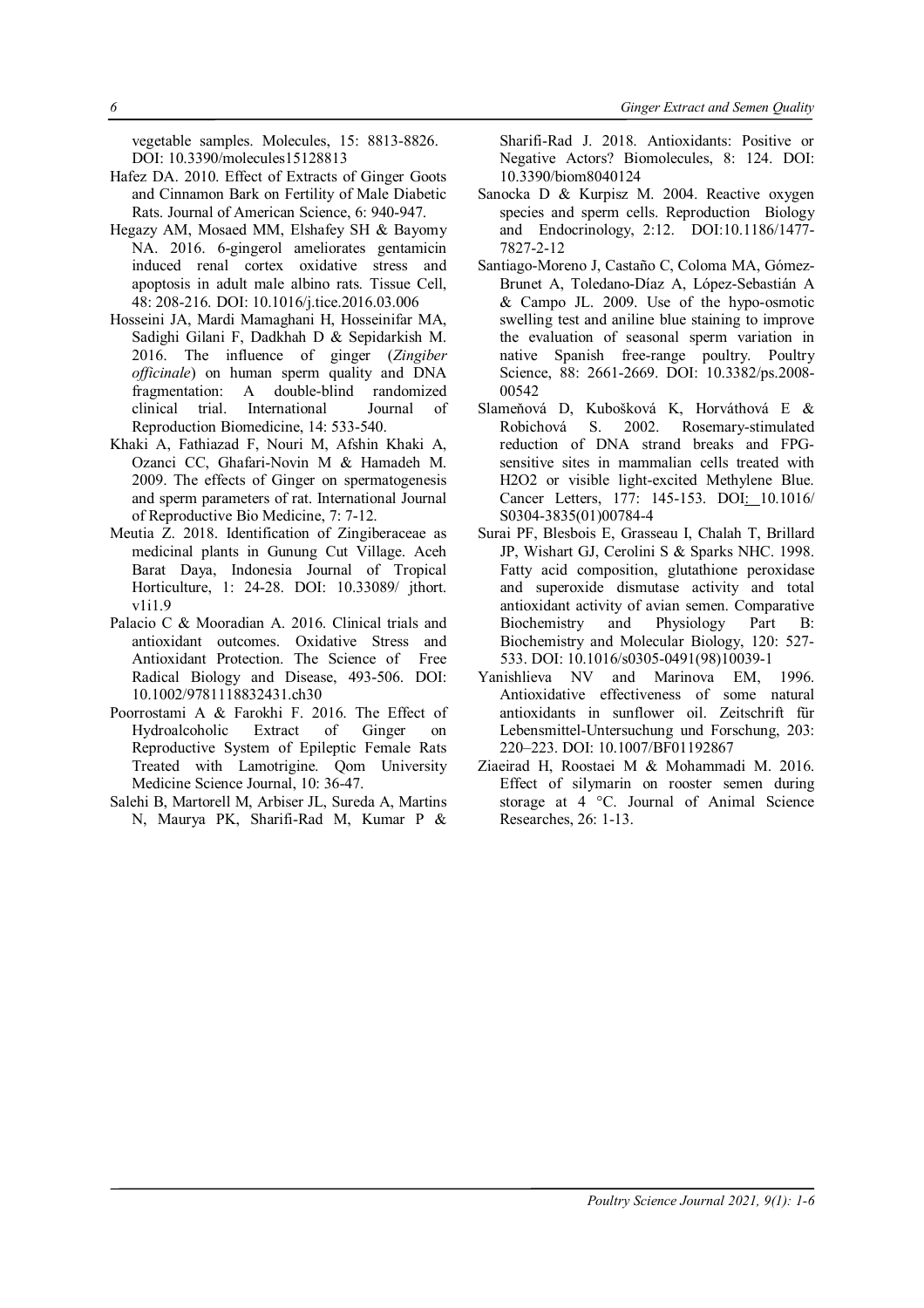vegetable samples. Molecules, 15: 8813-8826. DOI: 10.3390/molecules15128813

Hafez DA. 2010. Effect of Extracts of Ginger Goots and Cinnamon Bark on Fertility of Male Diabetic Rats. Journal of American Science, 6: 940-947.

Hegazy AM, Mosaed MM, Elshafey SH & Bayomy NA. 2016. 6-gingerol ameliorates gentamicin induced renal cortex oxidative stress and apoptosis in adult male albino rats. Tissue Cell, 48: 208-216. DOI: 10.1016/j.tice.2016.03.006

Hosseini JA, Mardi Mamaghani H, Hosseinifar MA, Sadighi Gilani F, Dadkhah D & Sepidarkish M. 2016. The influence of ginger (*Zingiber officinale*) on human sperm quality and DNA fragmentation: A double-blind randomized clinical trial. International Journal of Reproduction Biomedicine, 14: 533-540.

Khaki A, Fathiazad F, Nouri M, Afshin Khaki A, Ozanci CC, Ghafari-Novin M & Hamadeh M. 2009. The effects of Ginger on spermatogenesis and sperm parameters of rat. International Journal of Reproductive Bio Medicine, 7: 7-12.

Meutia Z. 2018. Identification of Zingiberaceae as medicinal plants in Gunung Cut Village. Aceh Barat Daya, Indonesia Journal of Tropical Horticulture, 1: 24-28. DOI: 10.33089/ jthort. v1i1.9

Palacio C & Mooradian A. 2016. Clinical trials and antioxidant outcomes. Oxidative Stress and Antioxidant Protection. The Science of Free Radical Biology and Disease, 493-506. DOI: 10.1002/9781118832431.ch30

Poorrostami A & Farokhi F. 2016. The Effect of Hydroalcoholic Extract of Ginger on Reproductive System of Epileptic Female Rats Treated with Lamotrigine. Qom University Medicine Science Journal, 10: 36-47.

Salehi B, Martorell M, Arbiser JL, Sureda A, Martins N, Maurya PK, Sharifi-Rad M, Kumar P & Sharifi-Rad J. 2018. Antioxidants: Positive or Negative Actors? Biomolecules, 8: 124. DOI: 10.3390/biom8040124

Sanocka D & Kurpisz M. 2004. Reactive oxygen species and sperm cells. Reproduction Biology and Endocrinology, 2:12. DOI:10.1186/1477-7827-2-12

Santiago-Moreno J, Castaño C, Coloma MA, Gómez-Brunet A, Toledano-Díaz A, López-Sebastián A & Campo JL. 2009. Use of the hypo-osmotic swelling test and aniline blue staining to improve the evaluation of seasonal sperm variation in native Spanish free-range poultry. Poultry Science, 88: 2661-2669. DOI: 10.3382/ps.2008-00542

Slameňová D, Kubošková K, Horváthová E & Robichová S. 2002. Rosemary-stimulated reduction of DNA strand breaks and FPG-sensitive sites in mammalian cells treated with H2O2 or visible light-excited Methylene Blue. Cancer Letters, 177: 145-153. DOI: 10.1016/ S0304-3835(01)00784-4

Surai PF, Blesbois E, Grasseau I, Chalah T, Brillard JP, Wishart GJ, Cerolini S & Sparks NHC. 1998. Fatty acid composition, glutathione peroxidase and superoxide dismutase activity and total antioxidant activity of avian semen. Comparative Biochemistry and Physiology Part B: Biochemistry and Molecular Biology, 120: 527-533. DOI: 10.1016/s0305-0491(98)10039-1

Yanishlieva NV and Marinova EM, 1996. Antioxidative effectiveness of some natural antioxidants in sunflower oil. Zeitschrift für Lebensmittel-Untersuchung und Forschung, 203: 220–223. DOI: 10.1007/BF01192867

Ziaeirad H, Roostaei M & Mohammadi M. 2016. Effect of silymarin on rooster semen during storage at 4 °C. Journal of Animal Science Researches, 26: 1-13.